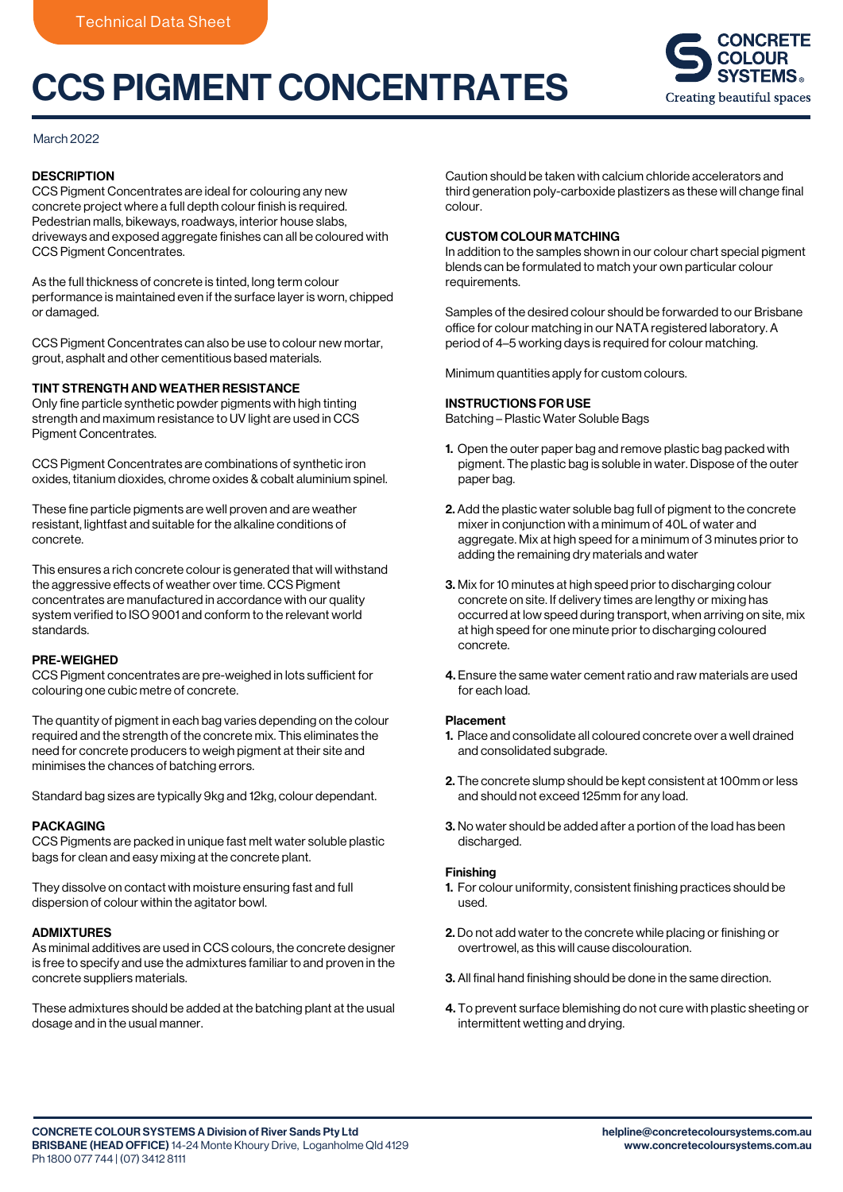Technical Data Sheet

# CCS PIGMENT CONCENTRATES

March 2022

## DESCRIPTION

CCS Pigment Concentrates are ideal for colouring any new concrete project where a full depth colour finish is required. Pedestrian malls, bikeways, roadways, interior house slabs, driveways and exposed aggregate finishes can all be coloured with CCS Pigment Concentrates.

As the full thickness of concrete is tinted, long term colour performance is maintained even if the surface layer is worn, chipped or damaged.

CCS Pigment Concentrates can also be use to colour new mortar, grout, asphalt and other cementitious based materials.

## TINT STRENGTH AND WEATHER RESISTANCE

Only fine particle synthetic powder pigments with high tinting strength and maximum resistance to UV light are used in CCS Pigment Concentrates.

CCS Pigment Concentrates are combinations of synthetic iron oxides, titanium dioxides, chrome oxides & cobalt aluminium spinel.

These fine particle pigments are well proven and are weather resistant, lightfast and suitable for the alkaline conditions of concrete.

This ensures a rich concrete colour is generated that will withstand the aggressive effects of weather over time. CCS Pigment concentrates are manufactured in accordance with our quality system verified to ISO 9001 and conform to the relevant world standards.

## PRE-WEIGHED

CCS Pigment concentrates are pre-weighed in lots sufficient for colouring one cubic metre of concrete.

The quantity of pigment in each bag varies depending on the colour required and the strength of the concrete mix. This eliminates the need for concrete producers to weigh pigment at their site and minimises the chances of batching errors.

Standard bag sizes are typically 9kg and 12kg, colour dependant.

## PACKAGING

CCS Pigments are packed in unique fast melt water soluble plastic bags for clean and easy mixing at the concrete plant.

They dissolve on contact with moisture ensuring fast and full dispersion of colour within the agitator bowl.

## ADMIXTURES

As minimal additives are used in CCS colours, the concrete designer is free to specify and use the admixtures familiar to and proven in the concrete suppliers materials.

These admixtures should be added at the batching plant at the usual dosage and in the usual manner.

Caution should be taken with calcium chloride accelerators and third generation poly-carboxide plastizers as these will change final colour.

## CUSTOM COLOUR MATCHING

In addition to the samples shown in our colour chart special pigment blends can be formulated to match your own particular colour requirements.

Samples of the desired colour should be forwarded to our Brisbane office for colour matching in our NATA registered laboratory. A period of 4–5 working days is required for colour matching.

Minimum quantities apply for custom colours.

## INSTRUCTIONS FOR USE

Batching – Plastic Water Soluble Bags

1. Open the outer paper bag and remove plastic bag packed with pigment. The plastic bag is soluble in water. Dispose of the outer paper bag.
2. Add the plastic water soluble bag full of pigment to the concrete mixer in conjunction with a minimum of 40L of water and aggregate. Mix at high speed for a minimum of 3 minutes prior to adding the remaining dry materials and water
3. Mix for 10 minutes at high speed prior to discharging colour concrete on site. If delivery times are lengthy or mixing has occurred at low speed during transport, when arriving on site, mix at high speed for one minute prior to discharging coloured concrete.
4. Ensure the same water cement ratio and raw materials are used for each load.

### Placement

1. Place and consolidate all coloured concrete over a well drained and consolidated subgrade.
2. The concrete slump should be kept consistent at 100mm or less and should not exceed 125mm for any load.
3. No water should be added after a portion of the load has been discharged.

### Finishing

1. For colour uniformity, consistent finishing practices should be used.
2. Do not add water to the concrete while placing or finishing or overtrowel, as this will cause discolouration.
3. All final hand finishing should be done in the same direction.
4. To prevent surface blemishing do not cure with plastic sheeting or intermittent wetting and drying.

**CONCRETE COLOUR SYSTEMS A Division of River Sands Pty Ltd**
**BRISBANE (HEAD OFFICE)** 14-24 Monte Khoury Drive, Loganholme Qld 4129
Ph 1800 077 744 | (07) 3412 8111

**helpline@concretecoloursystems.com.au**
**www.concretecoloursystems.com.au**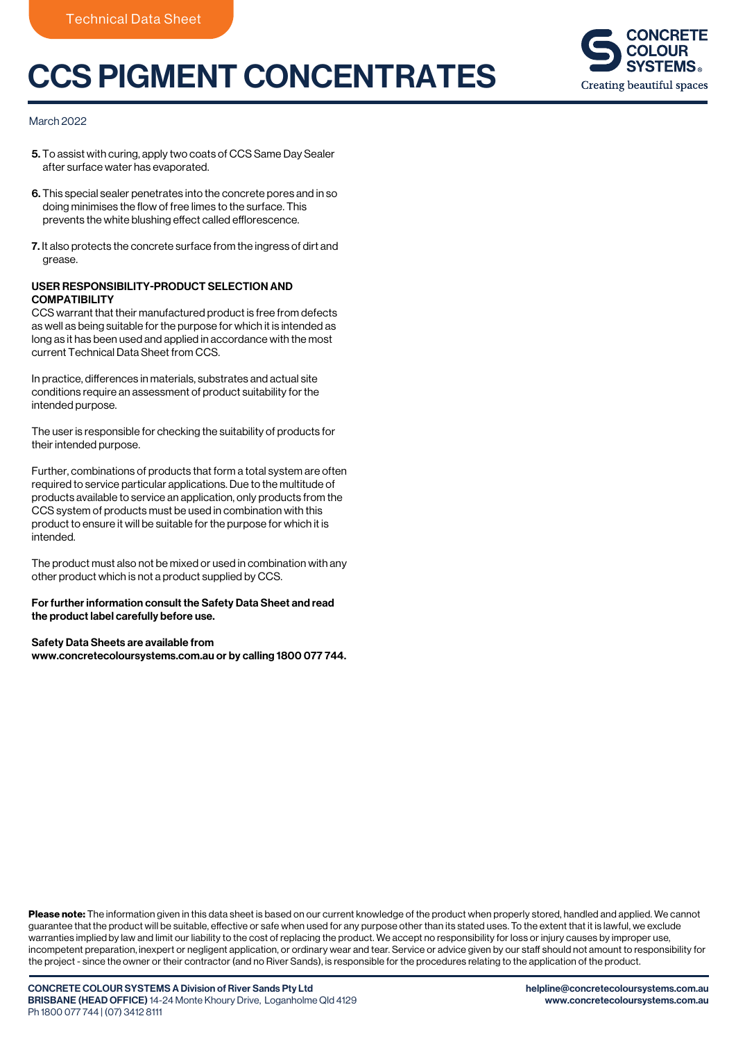March 2022

5. To assist with curing, apply two coats of CCS Same Day Sealer after surface water has evaporated.

6. This special sealer penetrates into the concrete pores and in so doing minimises the flow of free limes to the surface. This prevents the white blushing effect called efflorescence.

7. It also protects the concrete surface from the ingress of dirt and grease.

**USER RESPONSIBILITY-PRODUCT SELECTION AND COMPATIBILITY**

CCS warrant that their manufactured product is free from defects as well as being suitable for the purpose for which it is intended as long as it has been used and applied in accordance with the most current Technical Data Sheet from CCS.

In practice, differences in materials, substrates and actual site conditions require an assessment of product suitability for the intended purpose.

The user is responsible for checking the suitability of products for their intended purpose.

Further, combinations of products that form a total system are often required to service particular applications. Due to the multitude of products available to service an application, only products from the CCS system of products must be used in combination with this product to ensure it will be suitable for the purpose for which it is intended.

The product must also not be mixed or used in combination with any other product which is not a product supplied by CCS.

**For further information consult the Safety Data Sheet and read the product label carefully before use.**

**Safety Data Sheets are available from www.concretecoloursystems.com.au or by calling 1800 077 744.**

**Please note:** The information given in this data sheet is based on our current knowledge of the product when properly stored, handled and applied. We cannot guarantee that the product will be suitable, effective or safe when used for any purpose other than its stated uses. To the extent that it is lawful, we exclude warranties implied by law and limit our liability to the cost of replacing the product. We accept no responsibility for loss or injury causes by improper use, incompetent preparation, inexpert or negligent application, or ordinary wear and tear. Service or advice given by our staff should not amount to responsibility for the project - since the owner or their contractor (and no River Sands), is responsible for the procedures relating to the application of the product.

**CONCRETE COLOUR SYSTEMS A Division of River Sands Pty Ltd**
**BRISBANE (HEAD OFFICE)** 14-24 Monte Khoury Drive, Loganholme Qld 4129
Ph 1800 077 744 | (07) 3412 8111

**helpline@concretecoloursystems.com.au**
**www.concretecoloursystems.com.au**